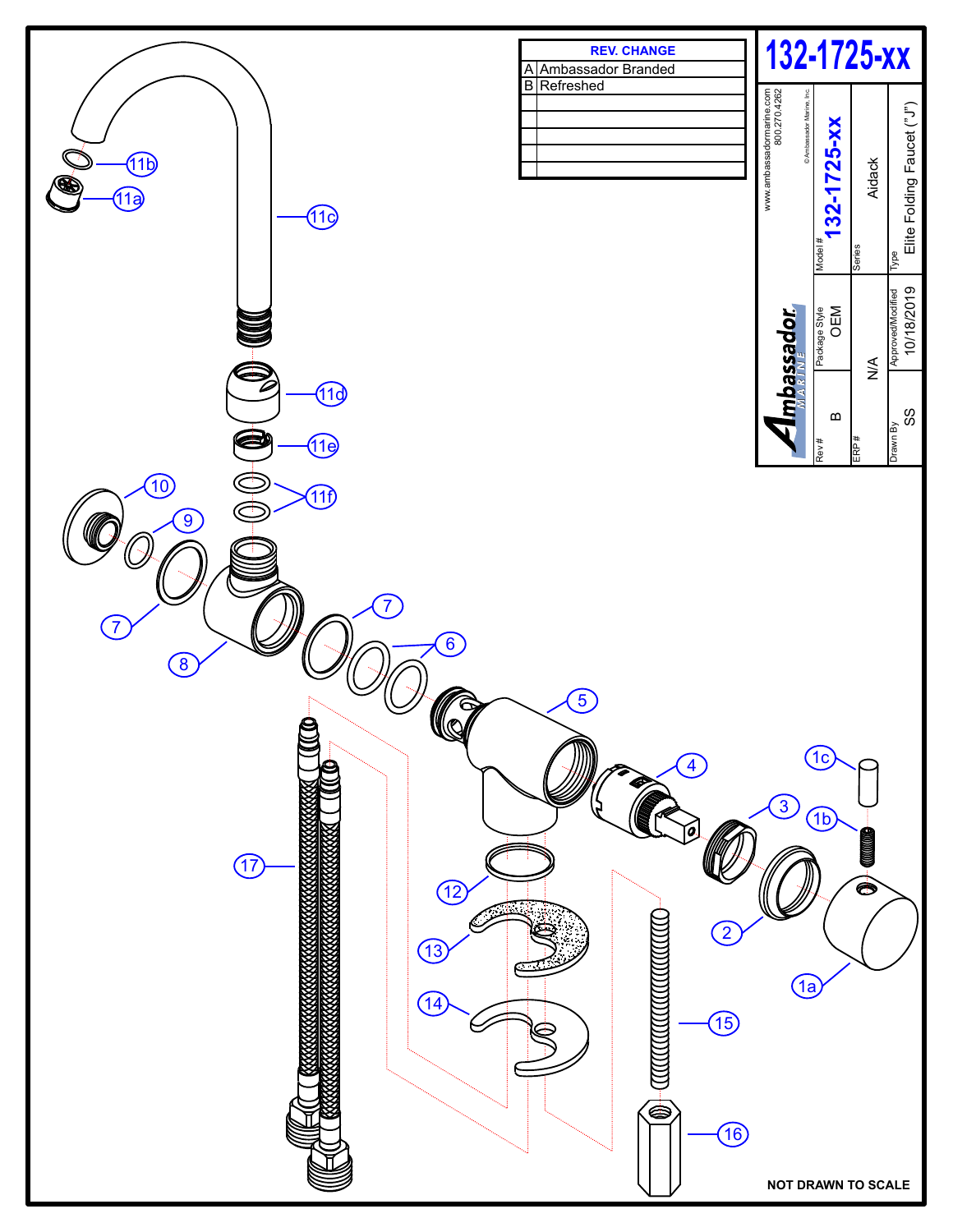# 132-1725-xx

| REV. | CHANGE |
|---|---|
| A | Ambassador Branded |
| B | Refreshed |
| | |
| | |
| | |
| | |
| | |

Ambassador MARINE

www.ambassadormarine.com
800.270.4262

© Ambassador Marine, Inc.

| Rev # | Package Style | Model # |
|---|---|---|
| B | OEM | 132-1725-xx |

| ERP # | Series |
|---|---|
| N/A | Aidack |

| Drawn By | Approved/Modified | Type |
|---|---|---|
| SS | 10/18/2019 | Elite Folding Faucet ("J") |

11b, 11a, 11c, 11d, 11e, 11f, 10, 9, 7, 8, 7, 6, 5, 4, 1c, 3, 1b, 17, 12, 2, 1a, 13, 14, 15, 16

**NOT DRAWN TO SCALE**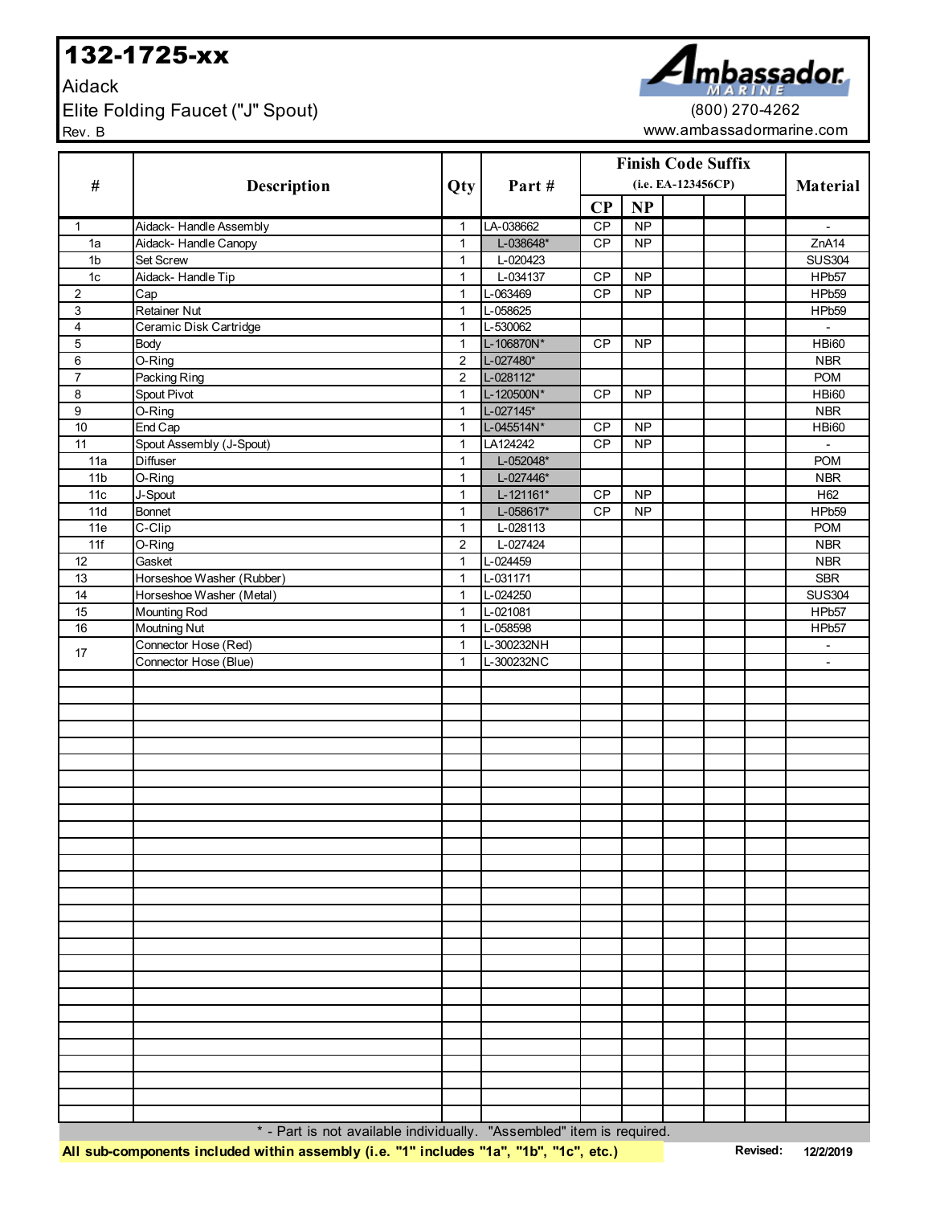# 132-1725-xx

Aidack

Elite Folding Faucet ("J" Spout)

Rev. B

(800) 270-4262

www.ambassadormarine.com

| # | Description | Qty | Part # | Finish Code Suffix (i.e. EA-123456CP) | | | | | Material |
|---|---|---|---|---|---|---|---|---|---|
| | | | | CP | NP | | | | |
| 1 | Aidack- Handle Assembly | 1 | LA-038662 | CP | NP | | | | - |
| 1a | Aidack- Handle Canopy | 1 | L-038648* | CP | NP | | | | ZnA14 |
| 1b | Set Screw | 1 | L-020423 | | | | | | SUS304 |
| 1c | Aidack- Handle Tip | 1 | L-034137 | CP | NP | | | | HPb57 |
| 2 | Cap | 1 | L-063469 | CP | NP | | | | HPb59 |
| 3 | Retainer Nut | 1 | L-058625 | | | | | | HPb59 |
| 4 | Ceramic Disk Cartridge | 1 | L-530062 | | | | | | - |
| 5 | Body | 1 | L-106870N* | CP | NP | | | | HBi60 |
| 6 | O-Ring | 2 | L-027480* | | | | | | NBR |
| 7 | Packing Ring | 2 | L-028112* | | | | | | POM |
| 8 | Spout Pivot | 1 | L-120500N* | CP | NP | | | | HBi60 |
| 9 | O-Ring | 1 | L-027145* | | | | | | NBR |
| 10 | End Cap | 1 | L-045514N* | CP | NP | | | | HBi60 |
| 11 | Spout Assembly (J-Spout) | 1 | LA124242 | CP | NP | | | | - |
| 11a | Diffuser | 1 | L-052048* | | | | | | POM |
| 11b | O-Ring | 1 | L-027446* | | | | | | NBR |
| 11c | J-Spout | 1 | L-121161* | CP | NP | | | | H62 |
| 11d | Bonnet | 1 | L-058617* | CP | NP | | | | HPb59 |
| 11e | C-Clip | 1 | L-028113 | | | | | | POM |
| 11f | O-Ring | 2 | L-027424 | | | | | | NBR |
| 12 | Gasket | 1 | L-024459 | | | | | | NBR |
| 13 | Horseshoe Washer (Rubber) | 1 | L-031171 | | | | | | SBR |
| 14 | Horseshoe Washer (Metal) | 1 | L-024250 | | | | | | SUS304 |
| 15 | Mounting Rod | 1 | L-021081 | | | | | | HPb57 |
| 16 | Moutning Nut | 1 | L-058598 | | | | | | HPb57 |
| 17 | Connector Hose (Red) | 1 | L-300232NH | | | | | | - |
| | Connector Hose (Blue) | 1 | L-300232NC | | | | | | - |

* - Part is not available individually. "Assembled" item is required.

**All sub-components included within assembly (i.e. "1" includes "1a", "1b", "1c", etc.)**

**Revised: 12/2/2019**